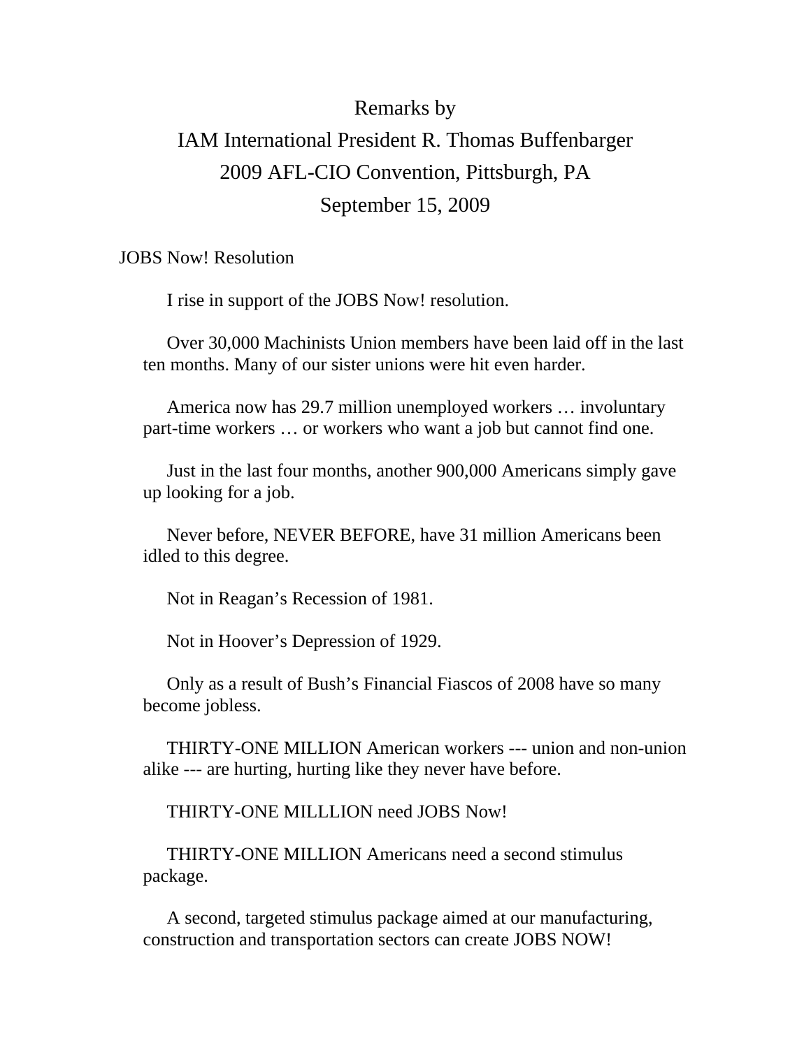# Remarks by

# IAM International President R. Thomas Buffenbarger

# 2009 AFL-CIO Convention, Pittsburgh, PA

# September 15, 2009

JOBS Now! Resolution

I rise in support of the JOBS Now! resolution.

Over 30,000 Machinists Union members have been laid off in the last ten months. Many of our sister unions were hit even harder.

America now has 29.7 million unemployed workers … involuntary part-time workers … or workers who want a job but cannot find one.

Just in the last four months, another 900,000 Americans simply gave up looking for a job.

Never before, NEVER BEFORE, have 31 million Americans been idled to this degree.

Not in Reagan's Recession of 1981.

Not in Hoover's Depression of 1929.

Only as a result of Bush's Financial Fiascos of 2008 have so many become jobless.

THIRTY-ONE MILLION American workers --- union and non-union alike --- are hurting, hurting like they never have before.

THIRTY-ONE MILLLION need JOBS Now!

THIRTY-ONE MILLION Americans need a second stimulus package.

A second, targeted stimulus package aimed at our manufacturing, construction and transportation sectors can create JOBS NOW!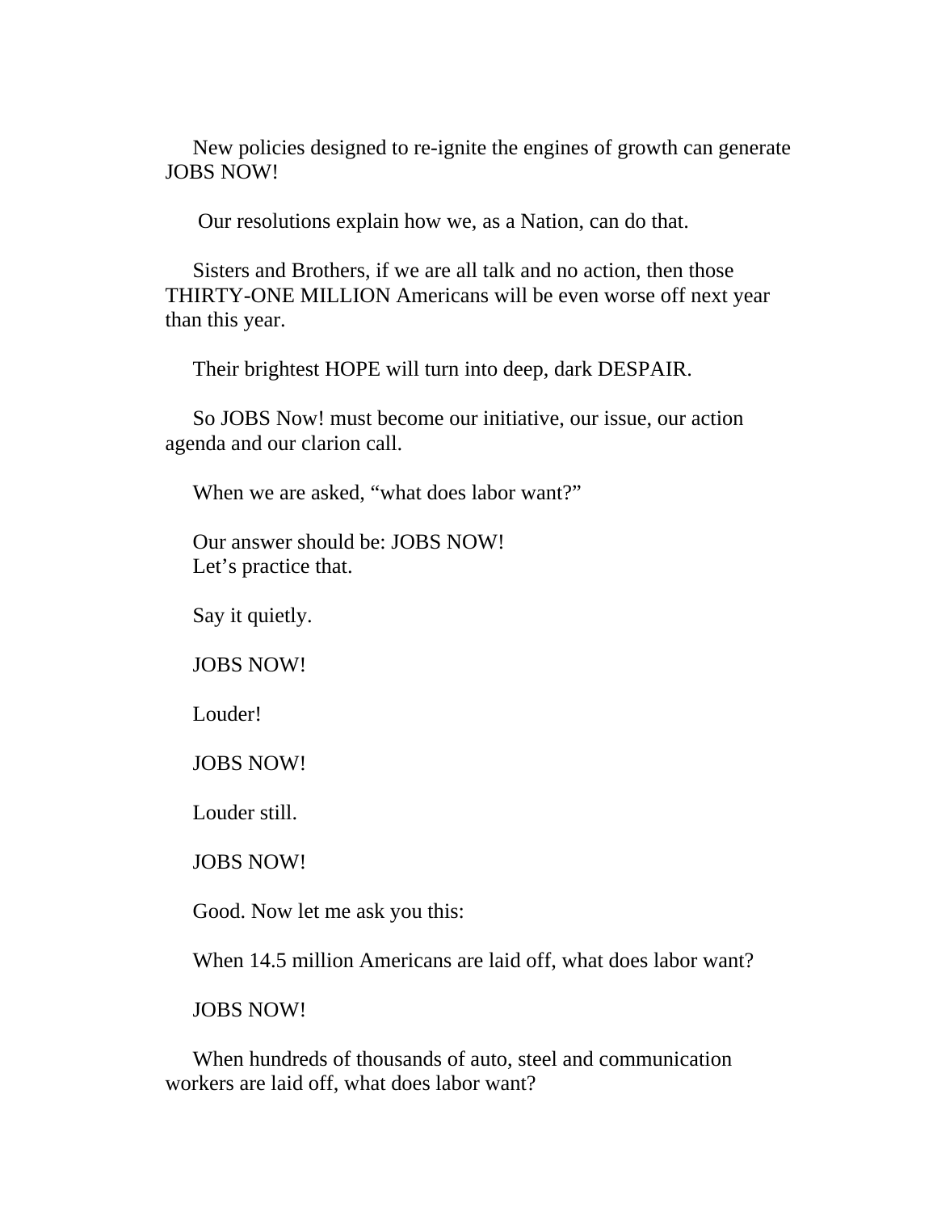New policies designed to re-ignite the engines of growth can generate JOBS NOW!

Our resolutions explain how we, as a Nation, can do that.

Sisters and Brothers, if we are all talk and no action, then those THIRTY-ONE MILLION Americans will be even worse off next year than this year.

Their brightest HOPE will turn into deep, dark DESPAIR.

So JOBS Now! must become our initiative, our issue, our action agenda and our clarion call.

When we are asked, "what does labor want?"

Our answer should be: JOBS NOW!
Let's practice that.

Say it quietly.

JOBS NOW!

Louder!

JOBS NOW!

Louder still.

JOBS NOW!

Good. Now let me ask you this:

When 14.5 million Americans are laid off, what does labor want?

JOBS NOW!

When hundreds of thousands of auto, steel and communication workers are laid off, what does labor want?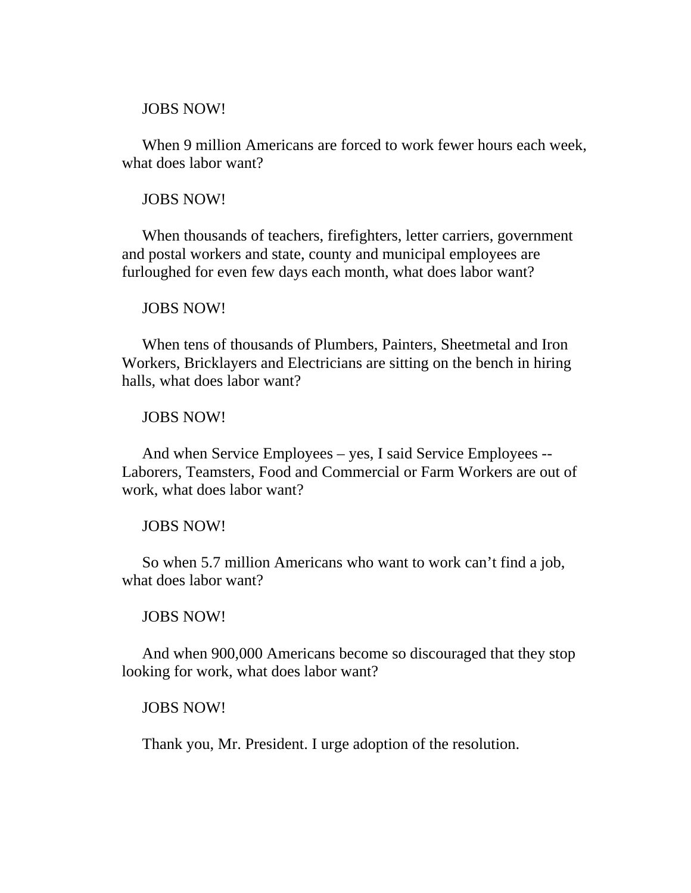JOBS NOW!

When 9 million Americans are forced to work fewer hours each week, what does labor want?

JOBS NOW!

When thousands of teachers, firefighters, letter carriers, government and postal workers and state, county and municipal employees are furloughed for even few days each month, what does labor want?

JOBS NOW!

When tens of thousands of Plumbers, Painters, Sheetmetal and Iron Workers, Bricklayers and Electricians are sitting on the bench in hiring halls, what does labor want?

JOBS NOW!

And when Service Employees – yes, I said Service Employees -- Laborers, Teamsters, Food and Commercial or Farm Workers are out of work, what does labor want?

JOBS NOW!

So when 5.7 million Americans who want to work can't find a job, what does labor want?

JOBS NOW!

And when 900,000 Americans become so discouraged that they stop looking for work, what does labor want?

JOBS NOW!

Thank you, Mr. President. I urge adoption of the resolution.